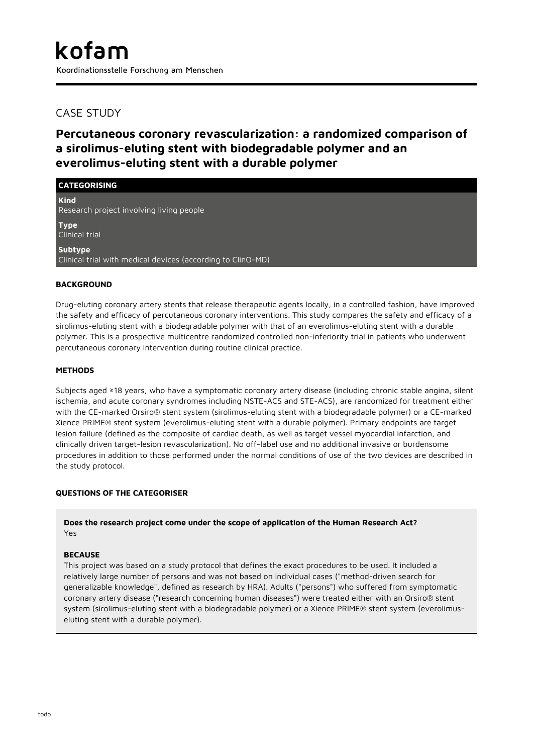# kofam

Koordinationsstelle Forschung am Menschen

## CASE STUDY

# Percutaneous coronary revascularization: a randomized comparison of a sirolimus-eluting stent with biodegradable polymer and an everolimus-eluting stent with a durable polymer

### CATEGORISING

**Kind**
Research project involving living people

**Type**
Clinical trial

**Subtype**
Clinical trial with medical devices (according to ClinO-MD)

### BACKGROUND

Drug-eluting coronary artery stents that release therapeutic agents locally, in a controlled fashion, have improved the safety and efficacy of percutaneous coronary interventions. This study compares the safety and efficacy of a sirolimus-eluting stent with a biodegradable polymer with that of an everolimus-eluting stent with a durable polymer. This is a prospective multicentre randomized controlled non-inferiority trial in patients who underwent percutaneous coronary intervention during routine clinical practice.

### METHODS

Subjects aged ≥18 years, who have a symptomatic coronary artery disease (including chronic stable angina, silent ischemia, and acute coronary syndromes including NSTE-ACS and STE-ACS), are randomized for treatment either with the CE-marked Orsiro® stent system (sirolimus-eluting stent with a biodegradable polymer) or a CE-marked Xience PRIME® stent system (everolimus-eluting stent with a durable polymer). Primary endpoints are target lesion failure (defined as the composite of cardiac death, as well as target vessel myocardial infarction, and clinically driven target-lesion revascularization). No off-label use and no additional invasive or burdensome procedures in addition to those performed under the normal conditions of use of the two devices are described in the study protocol.

### QUESTIONS OF THE CATEGORISER

**Does the research project come under the scope of application of the Human Research Act?**
Yes

**BECAUSE**
This project was based on a study protocol that defines the exact procedures to be used. It included a relatively large number of persons and was not based on individual cases ("method-driven search for generalizable knowledge", defined as research by HRA). Adults ("persons") who suffered from symptomatic coronary artery disease ("research concerning human diseases") were treated either with an Orsiro® stent system (sirolimus-eluting stent with a biodegradable polymer) or a Xience PRIME® stent system (everolimus-eluting stent with a durable polymer).

todo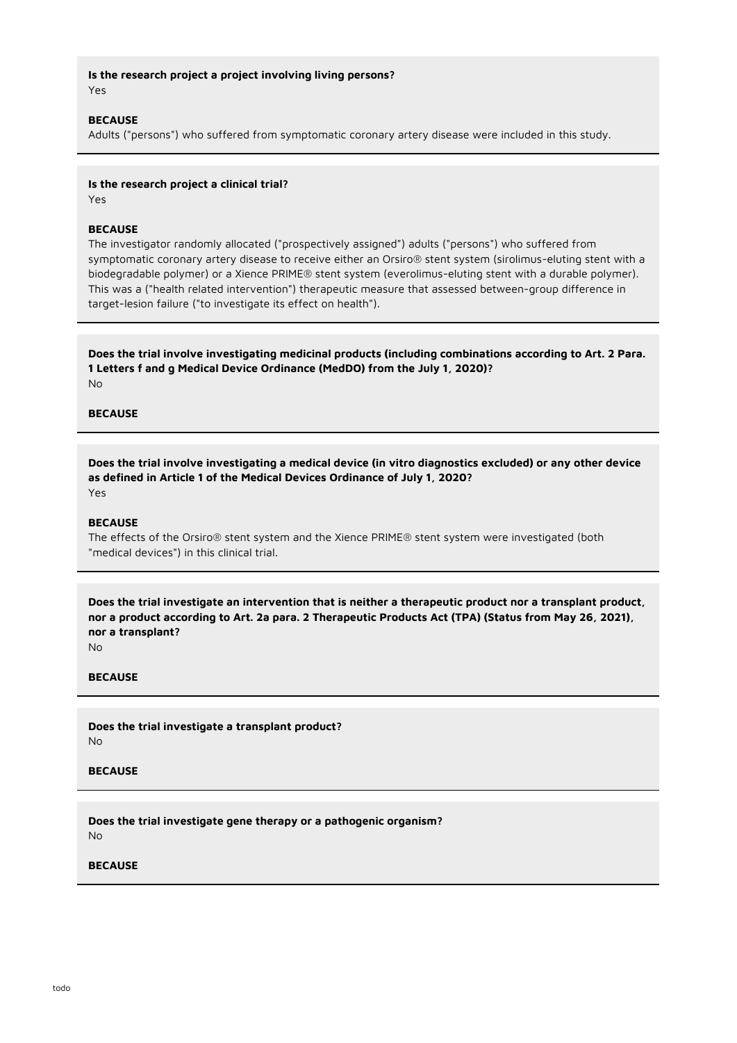**Is the research project a project involving living persons?**
Yes

**BECAUSE**
Adults ("persons") who suffered from symptomatic coronary artery disease were included in this study.

---

**Is the research project a clinical trial?**
Yes

**BECAUSE**
The investigator randomly allocated ("prospectively assigned") adults ("persons") who suffered from symptomatic coronary artery disease to receive either an Orsiro® stent system (sirolimus-eluting stent with a biodegradable polymer) or a Xience PRIME® stent system (everolimus-eluting stent with a durable polymer). This was a ("health related intervention") therapeutic measure that assessed between-group difference in target-lesion failure ("to investigate its effect on health").

---

**Does the trial involve investigating medicinal products (including combinations according to Art. 2 Para. 1 Letters f and g Medical Device Ordinance (MedDO) from the July 1, 2020)?**
No

**BECAUSE**

---

**Does the trial involve investigating a medical device (in vitro diagnostics excluded) or any other device as defined in Article 1 of the Medical Devices Ordinance of July 1, 2020?**
Yes

**BECAUSE**
The effects of the Orsiro® stent system and the Xience PRIME® stent system were investigated (both "medical devices") in this clinical trial.

---

**Does the trial investigate an intervention that is neither a therapeutic product nor a transplant product, nor a product according to Art. 2a para. 2 Therapeutic Products Act (TPA) (Status from May 26, 2021), nor a transplant?**
No

**BECAUSE**

---

**Does the trial investigate a transplant product?**
No

**BECAUSE**

---

**Does the trial investigate gene therapy or a pathogenic organism?**
No

**BECAUSE**

---

todo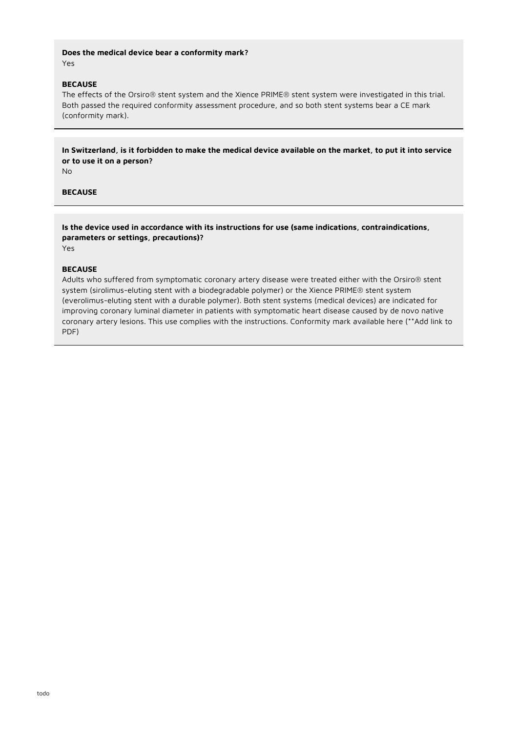**Does the medical device bear a conformity mark?**

Yes

**BECAUSE**

The effects of the Orsiro® stent system and the Xience PRIME® stent system were investigated in this trial. Both passed the required conformity assessment procedure, and so both stent systems bear a CE mark (conformity mark).

---

**In Switzerland, is it forbidden to make the medical device available on the market, to put it into service or to use it on a person?**

No

**BECAUSE**

---

**Is the device used in accordance with its instructions for use (same indications, contraindications, parameters or settings, precautions)?**

Yes

**BECAUSE**

Adults who suffered from symptomatic coronary artery disease were treated either with the Orsiro® stent system (sirolimus-eluting stent with a biodegradable polymer) or the Xience PRIME® stent system (everolimus-eluting stent with a durable polymer). Both stent systems (medical devices) are indicated for improving coronary luminal diameter in patients with symptomatic heart disease caused by de novo native coronary artery lesions. This use complies with the instructions. Conformity mark available here (**Add link to PDF)

---

todo